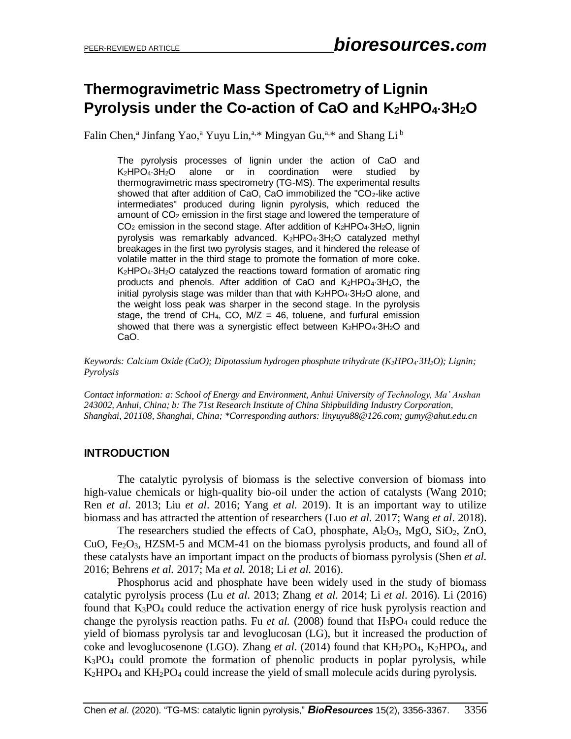# Thermogravimetric Mass Spectrometry of Lignin Pyrolysis under the Co-action of CaO and $K_2HPO_4{\cdot}3H_2O$

Falin Chen,[a] Jinfang Yao,[a] Yuyu Lin,[a,*] Mingyan Gu,[a,*] and Shang Li[b]

> The pyrolysis processes of lignin under the action of CaO and $K_2HPO_4{\cdot}3H_2O$ alone or in coordination were studied by thermogravimetric mass spectrometry (TG-MS). The experimental results showed that after addition of CaO, CaO immobilized the "$CO_2$-like active intermediates" produced during lignin pyrolysis, which reduced the amount of $CO_2$ emission in the first stage and lowered the temperature of $CO_2$ emission in the second stage. After addition of $K_2HPO_4{\cdot}3H_2O$, lignin pyrolysis was remarkably advanced. $K_2HPO_4{\cdot}3H_2O$ catalyzed methyl breakages in the first two pyrolysis stages, and it hindered the release of volatile matter in the third stage to promote the formation of more coke. $K_2HPO_4{\cdot}3H_2O$ catalyzed the reactions toward formation of aromatic ring products and phenols. After addition of CaO and $K_2HPO_4{\cdot}3H_2O$, the initial pyrolysis stage was milder than that with $K_2HPO_4{\cdot}3H_2O$ alone, and the weight loss peak was sharper in the second stage. In the pyrolysis stage, the trend of $CH_4$, CO, M/Z = 46, toluene, and furfural emission showed that there was a synergistic effect between $K_2HPO_4{\cdot}3H_2O$ and CaO.

*Keywords: Calcium Oxide (CaO); Dipotassium hydrogen phosphate trihydrate ($K_2HPO_4{\cdot}3H_2O$); Lignin; Pyrolysis*

*Contact information: a: School of Energy and Environment, Anhui University of Technology, Ma' Anshan 243002, Anhui, China; b: The 71st Research Institute of China Shipbuilding Industry Corporation, Shanghai, 201108, Shanghai, China; *Corresponding authors: linyuyu88@126.com; gumy@ahut.edu.cn*

## INTRODUCTION

The catalytic pyrolysis of biomass is the selective conversion of biomass into high-value chemicals or high-quality bio-oil under the action of catalysts (Wang 2010; Ren *et al*. 2013; Liu *et al*. 2016; Yang *et al.* 2019). It is an important way to utilize biomass and has attracted the attention of researchers (Luo *et al*. 2017; Wang *et al*. 2018).

The researchers studied the effects of CaO, phosphate, $Al_2O_3$, MgO, $SiO_2$, ZnO, CuO, $Fe_2O_3$, HZSM-5 and MCM-41 on the biomass pyrolysis products, and found all of these catalysts have an important impact on the products of biomass pyrolysis (Shen *et al.* 2016; Behrens *et al.* 2017; Ma *et al.* 2018; Li *et al.* 2016).

Phosphorus acid and phosphate have been widely used in the study of biomass catalytic pyrolysis process (Lu *et al*. 2013; Zhang *et al*. 2014; Li *et al*. 2016). Li (2016) found that $K_3PO_4$ could reduce the activation energy of rice husk pyrolysis reaction and change the pyrolysis reaction paths. Fu *et al.* (2008) found that $H_3PO_4$ could reduce the yield of biomass pyrolysis tar and levoglucosan (LG), but it increased the production of coke and levoglucosenone (LGO). Zhang *et al*. (2014) found that $KH_2PO_4$, $K_2HPO_4$, and $K_3PO_4$ could promote the formation of phenolic products in poplar pyrolysis, while $K_2HPO_4$ and $KH_2PO_4$ could increase the yield of small molecule acids during pyrolysis.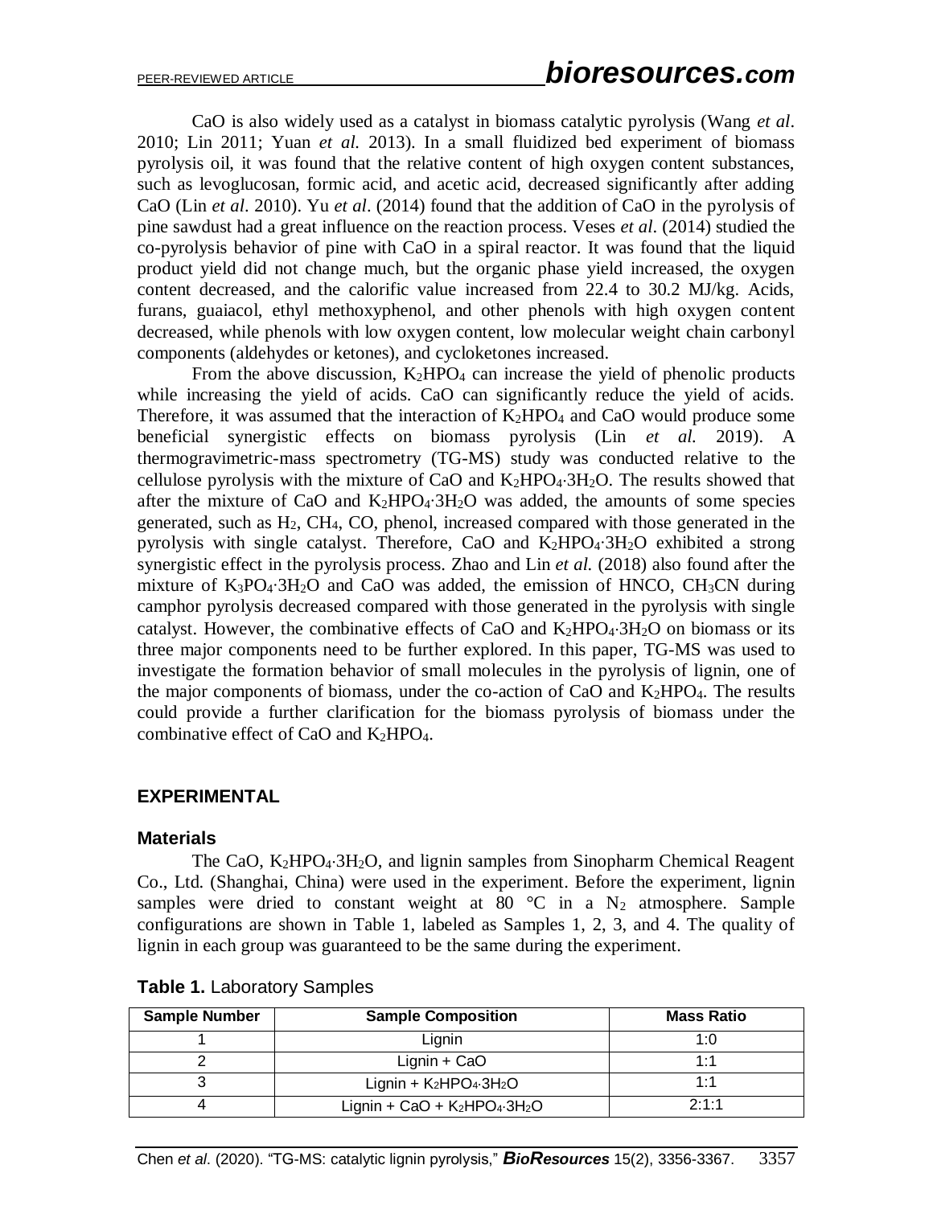CaO is also widely used as a catalyst in biomass catalytic pyrolysis (Wang *et al*. 2010; Lin 2011; Yuan *et al.* 2013). In a small fluidized bed experiment of biomass pyrolysis oil, it was found that the relative content of high oxygen content substances, such as levoglucosan, formic acid, and acetic acid, decreased significantly after adding CaO (Lin *et al*. 2010). Yu *et al*. (2014) found that the addition of CaO in the pyrolysis of pine sawdust had a great influence on the reaction process. Veses *et al*. (2014) studied the co-pyrolysis behavior of pine with CaO in a spiral reactor. It was found that the liquid product yield did not change much, but the organic phase yield increased, the oxygen content decreased, and the calorific value increased from 22.4 to 30.2 MJ/kg. Acids, furans, guaiacol, ethyl methoxyphenol, and other phenols with high oxygen content decreased, while phenols with low oxygen content, low molecular weight chain carbonyl components (aldehydes or ketones), and cycloketones increased.

From the above discussion, $K_2HPO_4$ can increase the yield of phenolic products while increasing the yield of acids. CaO can significantly reduce the yield of acids. Therefore, it was assumed that the interaction of $K_2HPO_4$ and CaO would produce some beneficial synergistic effects on biomass pyrolysis (Lin *et al.* 2019). A thermogravimetric-mass spectrometry (TG-MS) study was conducted relative to the cellulose pyrolysis with the mixture of CaO and $K_2HPO_4 \cdot 3H_2O$. The results showed that after the mixture of CaO and $K_2HPO_4 \cdot 3H_2O$ was added, the amounts of some species generated, such as $H_2$, $CH_4$, CO, phenol, increased compared with those generated in the pyrolysis with single catalyst. Therefore, CaO and $K_2HPO_4 \cdot 3H_2O$ exhibited a strong synergistic effect in the pyrolysis process. Zhao and Lin *et al.* (2018) also found after the mixture of $K_3PO_4 \cdot 3H_2O$ and CaO was added, the emission of HNCO, $CH_3CN$ during camphor pyrolysis decreased compared with those generated in the pyrolysis with single catalyst. However, the combinative effects of CaO and $K_2HPO_4 \cdot 3H_2O$ on biomass or its three major components need to be further explored. In this paper, TG-MS was used to investigate the formation behavior of small molecules in the pyrolysis of lignin, one of the major components of biomass, under the co-action of CaO and $K_2HPO_4$. The results could provide a further clarification for the biomass pyrolysis of biomass under the combinative effect of CaO and $K_2HPO_4$.

## EXPERIMENTAL

### Materials

The CaO, $K_2HPO_4 \cdot 3H_2O$, and lignin samples from Sinopharm Chemical Reagent Co., Ltd. (Shanghai, China) were used in the experiment. Before the experiment, lignin samples were dried to constant weight at 80 °C in a $N_2$ atmosphere. Sample configurations are shown in Table 1, labeled as Samples 1, 2, 3, and 4. The quality of lignin in each group was guaranteed to be the same during the experiment.

**Table 1.** Laboratory Samples

| Sample Number | Sample Composition | Mass Ratio |
|---|---|---|
| 1 | Lignin | 1:0 |
| 2 | Lignin + CaO | 1:1 |
| 3 | Lignin + $K_2HPO_4 \cdot 3H_2O$ | 1:1 |
| 4 | Lignin + CaO + $K_2HPO_4 \cdot 3H_2O$ | 2:1:1 |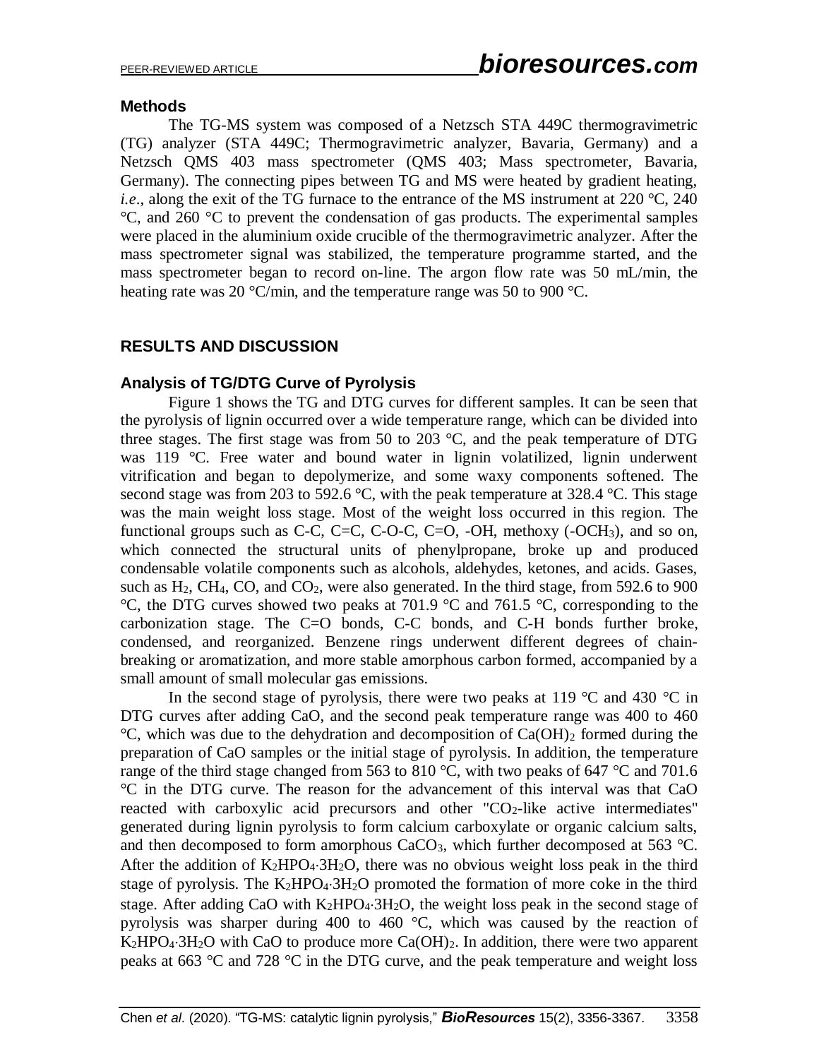### Methods

The TG-MS system was composed of a Netzsch STA 449C thermogravimetric (TG) analyzer (STA 449C; Thermogravimetric analyzer, Bavaria, Germany) and a Netzsch QMS 403 mass spectrometer (QMS 403; Mass spectrometer, Bavaria, Germany). The connecting pipes between TG and MS were heated by gradient heating, *i.e*., along the exit of the TG furnace to the entrance of the MS instrument at 220 °C, 240 °C, and 260 °C to prevent the condensation of gas products. The experimental samples were placed in the aluminium oxide crucible of the thermogravimetric analyzer. After the mass spectrometer signal was stabilized, the temperature programme started, and the mass spectrometer began to record on-line. The argon flow rate was 50 mL/min, the heating rate was 20 °C/min, and the temperature range was 50 to 900 °C.

## RESULTS AND DISCUSSION

### Analysis of TG/DTG Curve of Pyrolysis

Figure 1 shows the TG and DTG curves for different samples. It can be seen that the pyrolysis of lignin occurred over a wide temperature range, which can be divided into three stages. The first stage was from 50 to 203 °C, and the peak temperature of DTG was 119 °C. Free water and bound water in lignin volatilized, lignin underwent vitrification and began to depolymerize, and some waxy components softened. The second stage was from 203 to 592.6 °C, with the peak temperature at 328.4 °C. This stage was the main weight loss stage. Most of the weight loss occurred in this region. The functional groups such as C-C, C=C, C-O-C, C=O, -OH, methoxy (-$OCH_3$), and so on, which connected the structural units of phenylpropane, broke up and produced condensable volatile components such as alcohols, aldehydes, ketones, and acids. Gases, such as $H_2$, $CH_4$, CO, and $CO_2$, were also generated. In the third stage, from 592.6 to 900 °C, the DTG curves showed two peaks at 701.9 °C and 761.5 °C, corresponding to the carbonization stage. The C=O bonds, C-C bonds, and C-H bonds further broke, condensed, and reorganized. Benzene rings underwent different degrees of chain-breaking or aromatization, and more stable amorphous carbon formed, accompanied by a small amount of small molecular gas emissions.

In the second stage of pyrolysis, there were two peaks at 119 °C and 430 °C in DTG curves after adding CaO, and the second peak temperature range was 400 to 460 °C, which was due to the dehydration and decomposition of $Ca(OH)_2$ formed during the preparation of CaO samples or the initial stage of pyrolysis. In addition, the temperature range of the third stage changed from 563 to 810 °C, with two peaks of 647 °C and 701.6 °C in the DTG curve. The reason for the advancement of this interval was that CaO reacted with carboxylic acid precursors and other "$CO_2$-like active intermediates" generated during lignin pyrolysis to form calcium carboxylate or organic calcium salts, and then decomposed to form amorphous $CaCO_3$, which further decomposed at 563 °C. After the addition of $K_2HPO_4{\cdot}3H_2O$, there was no obvious weight loss peak in the third stage of pyrolysis. The $K_2HPO_4{\cdot}3H_2O$ promoted the formation of more coke in the third stage. After adding CaO with $K_2HPO_4{\cdot}3H_2O$, the weight loss peak in the second stage of pyrolysis was sharper during 400 to 460 °C, which was caused by the reaction of $K_2HPO_4{\cdot}3H_2O$ with CaO to produce more $Ca(OH)_2$. In addition, there were two apparent peaks at 663 °C and 728 °C in the DTG curve, and the peak temperature and weight loss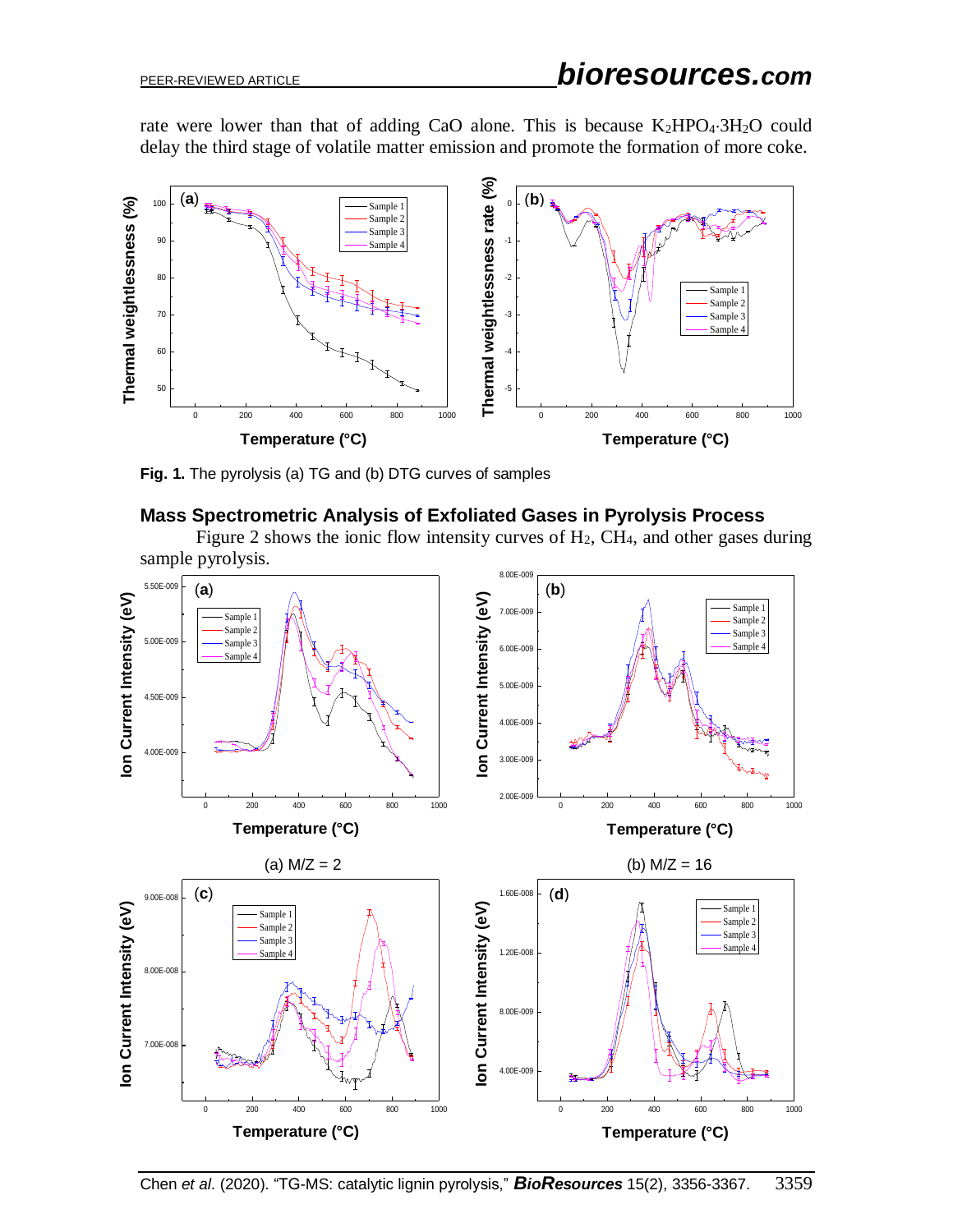rate were lower than that of adding CaO alone. This is because $K_2HPO_4{\cdot}3H_2O$ could delay the third stage of volatile matter emission and promote the formation of more coke.

(a)
Thermal weightlessness (%)
Temperature (°C)
Sample 1
Sample 2
Sample 3
Sample 4

(b)
Thermal weightlessness rate (%)
Temperature (°C)
Sample 1
Sample 2
Sample 3
Sample 4

**Fig. 1.** The pyrolysis (a) TG and (b) DTG curves of samples

## Mass Spectrometric Analysis of Exfoliated Gases in Pyrolysis Process

Figure 2 shows the ionic flow intensity curves of $H_2$, $CH_4$, and other gases during sample pyrolysis.

(a)
Ion Current Intensity (eV)
Temperature (°C)
Sample 1
Sample 2
Sample 3
Sample 4

(a) M/Z = 2

(b)
Ion Current Intensity (eV)
Temperature (°C)
Sample 1
Sample 2
Sample 3
Sample 4

(b) M/Z = 16

(c)
Ion Current Intensity (eV)
Temperature (°C)
Sample 1
Sample 2
Sample 3
Sample 4

(d)
Ion Current Intensity (eV)
Temperature (°C)
Sample 1
Sample 2
Sample 3
Sample 4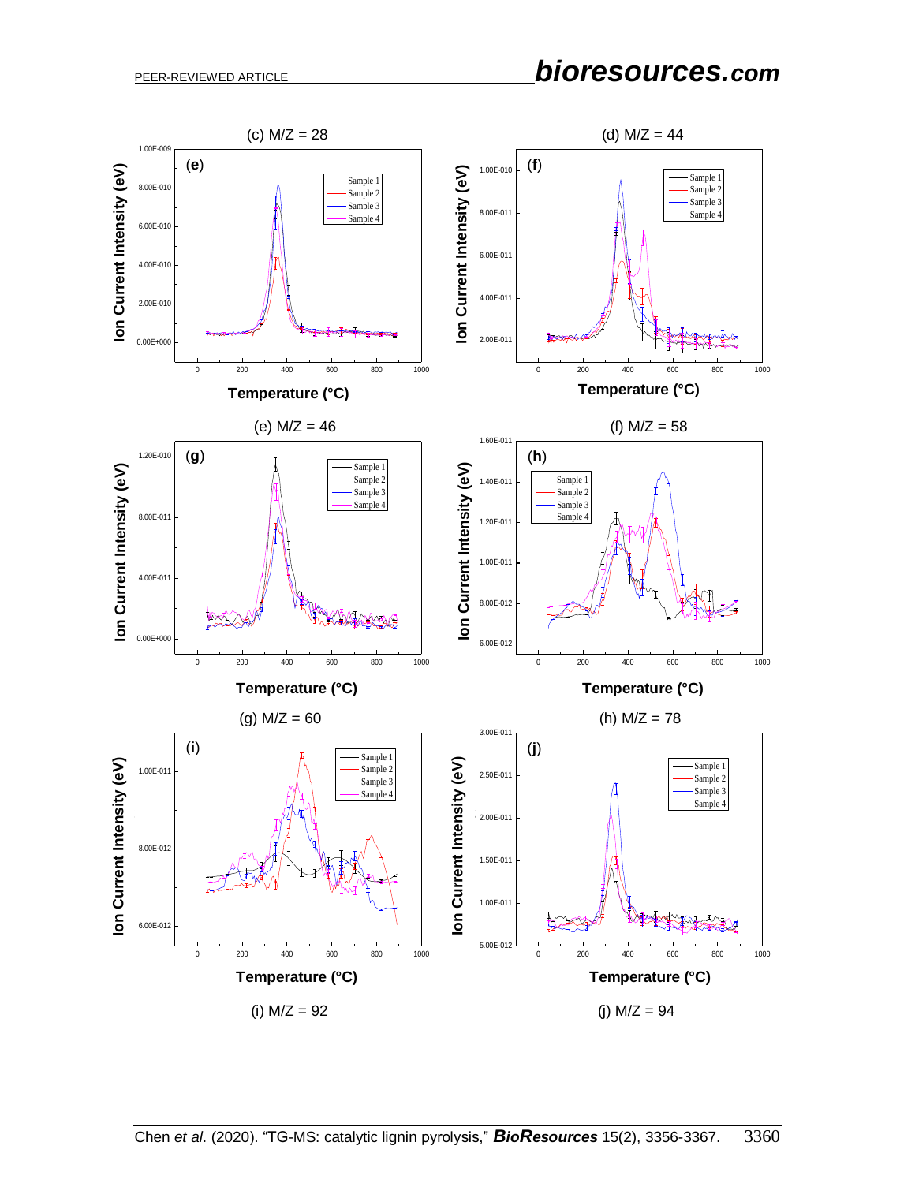(c) M/Z = 28

(e)

1.00E-009
8.00E-010
6.00E-010
4.00E-010
2.00E-010
0.00E+000

Ion Current Intensity (eV)

0 200 400 600 800 1000

Temperature (°C)

Sample 1
Sample 2
Sample 3
Sample 4

(e) M/Z = 46

(d) M/Z = 44

(f)

1.00E-010
8.00E-011
6.00E-011
4.00E-011
2.00E-011

Ion Current Intensity (eV)

0 200 400 600 800 1000

Temperature (°C)

Sample 1
Sample 2
Sample 3
Sample 4

(f) M/Z = 58

(g)

1.20E-010
8.00E-011
4.00E-011
0.00E+000

Ion Current Intensity (eV)

0 200 400 600 800 1000

Temperature (°C)

Sample 1
Sample 2
Sample 3
Sample 4

(g) M/Z = 60

(h)

1.60E-011
1.40E-011
1.20E-011
1.00E-011
8.00E-012
6.00E-012

Ion Current Intensity (eV)

0 200 400 600 800 1000

Temperature (°C)

Sample 1
Sample 2
Sample 3
Sample 4

(h) M/Z = 78

(i)

1.00E-011
8.00E-012
6.00E-012

Ion Current Intensity (eV)

0 200 400 600 800 1000

Temperature (°C)

Sample 1
Sample 2
Sample 3
Sample 4

(i) M/Z = 92

(j)

3.00E-011
2.50E-011
2.00E-011
1.50E-011
1.00E-011
5.00E-012

Ion Current Intensity (eV)

0 200 400 600 800 1000

Temperature (°C)

Sample 1
Sample 2
Sample 3
Sample 4

(j) M/Z = 94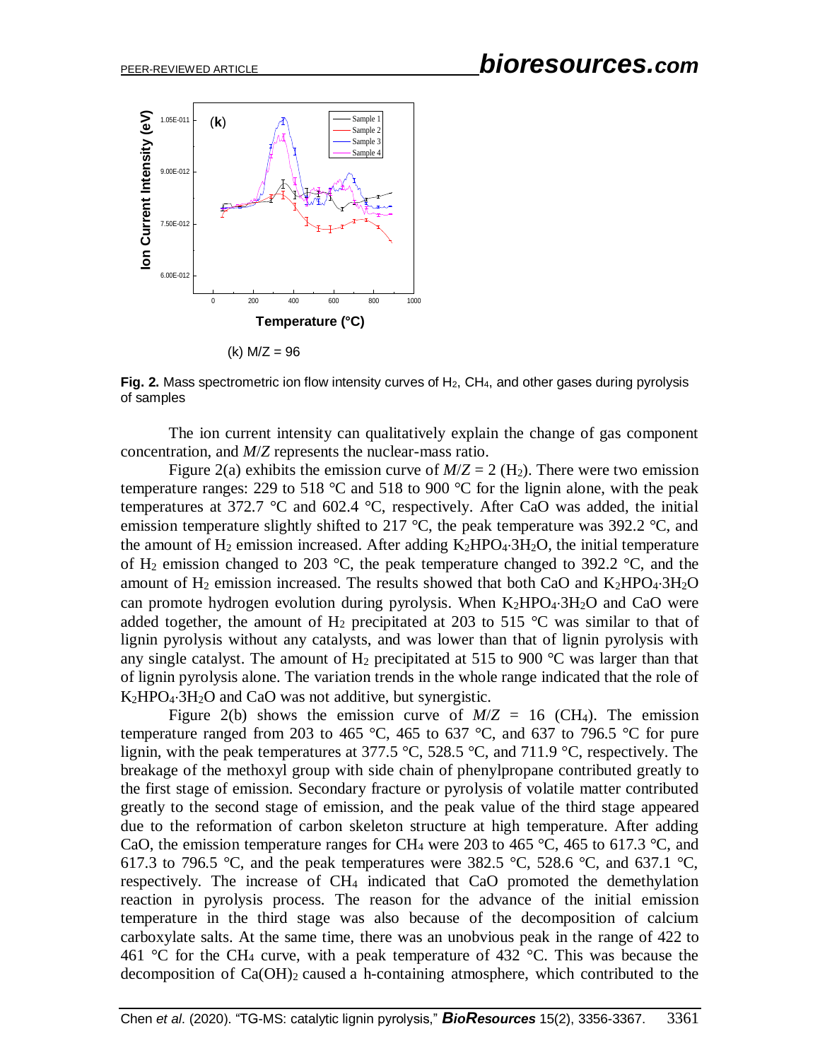(k)

Ion Current Intensity (eV)

1.05E-011
9.00E-012
7.50E-012
6.00E-012

0
200
400
600
800
1000

Temperature (°C)

Sample 1
Sample 2
Sample 3
Sample 4

(k) M/Z = 96

**Fig. 2.** Mass spectrometric ion flow intensity curves of $H_2$, $CH_4$, and other gases during pyrolysis of samples

The ion current intensity can qualitatively explain the change of gas component concentration, and *M*/*Z* represents the nuclear-mass ratio.

Figure 2(a) exhibits the emission curve of $M/Z = 2$ ($H_2$). There were two emission temperature ranges: 229 to 518 °C and 518 to 900 °C for the lignin alone, with the peak temperatures at 372.7 °C and 602.4 °C, respectively. After CaO was added, the initial emission temperature slightly shifted to 217 °C, the peak temperature was 392.2 °C, and the amount of $H_2$ emission increased. After adding $K_2HPO_4{\cdot}3H_2O$, the initial temperature of $H_2$ emission changed to 203 °C, the peak temperature changed to 392.2 °C, and the amount of $H_2$ emission increased. The results showed that both CaO and $K_2HPO_4{\cdot}3H_2O$ can promote hydrogen evolution during pyrolysis. When $K_2HPO_4{\cdot}3H_2O$ and CaO were added together, the amount of $H_2$ precipitated at 203 to 515 °C was similar to that of lignin pyrolysis without any catalysts, and was lower than that of lignin pyrolysis with any single catalyst. The amount of $H_2$ precipitated at 515 to 900 °C was larger than that of lignin pyrolysis alone. The variation trends in the whole range indicated that the role of $K_2HPO_4{\cdot}3H_2O$ and CaO was not additive, but synergistic.

Figure 2(b) shows the emission curve of $M/Z = 16$ ($CH_4$). The emission temperature ranged from 203 to 465 °C, 465 to 637 °C, and 637 to 796.5 °C for pure lignin, with the peak temperatures at 377.5 °C, 528.5 °C, and 711.9 °C, respectively. The breakage of the methoxyl group with side chain of phenylpropane contributed greatly to the first stage of emission. Secondary fracture or pyrolysis of volatile matter contributed greatly to the second stage of emission, and the peak value of the third stage appeared due to the reformation of carbon skeleton structure at high temperature. After adding CaO, the emission temperature ranges for $CH_4$ were 203 to 465 °C, 465 to 617.3 °C, and 617.3 to 796.5 °C, and the peak temperatures were 382.5 °C, 528.6 °C, and 637.1 °C, respectively. The increase of $CH_4$ indicated that CaO promoted the demethylation reaction in pyrolysis process. The reason for the advance of the initial emission temperature in the third stage was also because of the decomposition of calcium carboxylate salts. At the same time, there was an unobvious peak in the range of 422 to 461 °C for the $CH_4$ curve, with a peak temperature of 432 °C. This was because the decomposition of $Ca(OH)_2$ caused a h-containing atmosphere, which contributed to the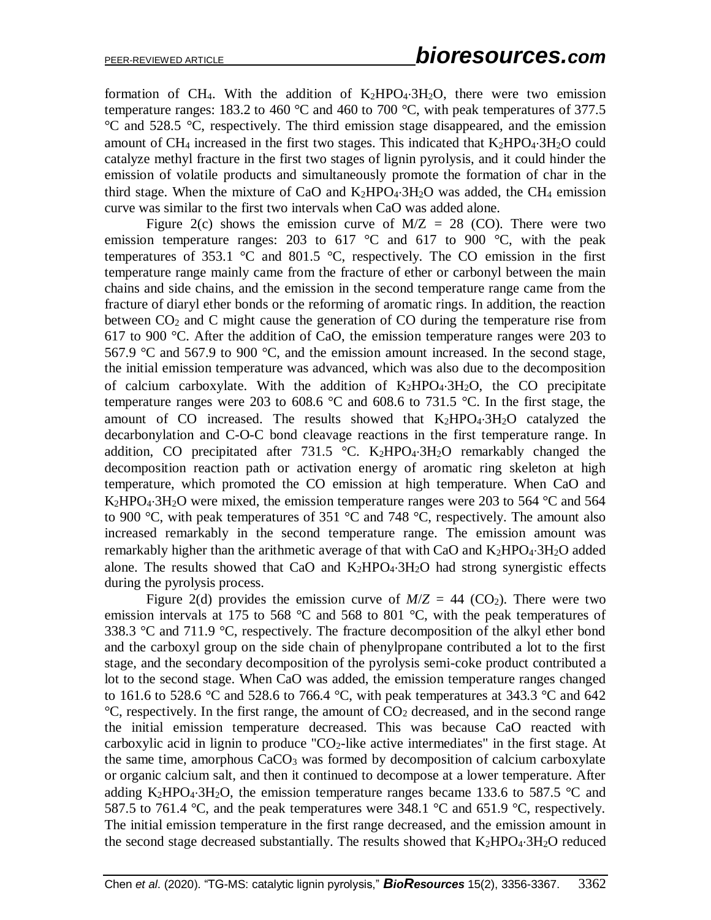formation of $CH_4$. With the addition of $K_2HPO_4{\cdot}3H_2O$, there were two emission temperature ranges: 183.2 to 460 °C and 460 to 700 °C, with peak temperatures of 377.5 °C and 528.5 °C, respectively. The third emission stage disappeared, and the emission amount of $CH_4$ increased in the first two stages. This indicated that $K_2HPO_4{\cdot}3H_2O$ could catalyze methyl fracture in the first two stages of lignin pyrolysis, and it could hinder the emission of volatile products and simultaneously promote the formation of char in the third stage. When the mixture of CaO and $K_2HPO_4{\cdot}3H_2O$ was added, the $CH_4$ emission curve was similar to the first two intervals when CaO was added alone.

Figure 2(c) shows the emission curve of M/Z = 28 (CO). There were two emission temperature ranges: 203 to 617 °C and 617 to 900 °C, with the peak temperatures of 353.1 °C and 801.5 °C, respectively. The CO emission in the first temperature range mainly came from the fracture of ether or carbonyl between the main chains and side chains, and the emission in the second temperature range came from the fracture of diaryl ether bonds or the reforming of aromatic rings. In addition, the reaction between $CO_2$ and C might cause the generation of CO during the temperature rise from 617 to 900 °C. After the addition of CaO, the emission temperature ranges were 203 to 567.9 °C and 567.9 to 900 °C, and the emission amount increased. In the second stage, the initial emission temperature was advanced, which was also due to the decomposition of calcium carboxylate. With the addition of $K_2HPO_4{\cdot}3H_2O$, the CO precipitate temperature ranges were 203 to 608.6 °C and 608.6 to 731.5 °C. In the first stage, the amount of CO increased. The results showed that $K_2HPO_4{\cdot}3H_2O$ catalyzed the decarbonylation and C-O-C bond cleavage reactions in the first temperature range. In addition, CO precipitated after 731.5 °C. $K_2HPO_4{\cdot}3H_2O$ remarkably changed the decomposition reaction path or activation energy of aromatic ring skeleton at high temperature, which promoted the CO emission at high temperature. When CaO and $K_2HPO_4{\cdot}3H_2O$ were mixed, the emission temperature ranges were 203 to 564 °C and 564 to 900 °C, with peak temperatures of 351 °C and 748 °C, respectively. The amount also increased remarkably in the second temperature range. The emission amount was remarkably higher than the arithmetic average of that with CaO and $K_2HPO_4{\cdot}3H_2O$ added alone. The results showed that CaO and $K_2HPO_4{\cdot}3H_2O$ had strong synergistic effects during the pyrolysis process.

Figure 2(d) provides the emission curve of $M/Z$ = 44 ($CO_2$). There were two emission intervals at 175 to 568 °C and 568 to 801 °C, with the peak temperatures of 338.3 °C and 711.9 °C, respectively. The fracture decomposition of the alkyl ether bond and the carboxyl group on the side chain of phenylpropane contributed a lot to the first stage, and the secondary decomposition of the pyrolysis semi-coke product contributed a lot to the second stage. When CaO was added, the emission temperature ranges changed to 161.6 to 528.6 °C and 528.6 to 766.4 °C, with peak temperatures at 343.3 °C and 642 °C, respectively. In the first range, the amount of $CO_2$ decreased, and in the second range the initial emission temperature decreased. This was because CaO reacted with carboxylic acid in lignin to produce "$CO_2$-like active intermediates" in the first stage. At the same time, amorphous $CaCO_3$ was formed by decomposition of calcium carboxylate or organic calcium salt, and then it continued to decompose at a lower temperature. After adding $K_2HPO_4{\cdot}3H_2O$, the emission temperature ranges became 133.6 to 587.5 °C and 587.5 to 761.4 °C, and the peak temperatures were 348.1 °C and 651.9 °C, respectively. The initial emission temperature in the first range decreased, and the emission amount in the second stage decreased substantially. The results showed that $K_2HPO_4{\cdot}3H_2O$ reduced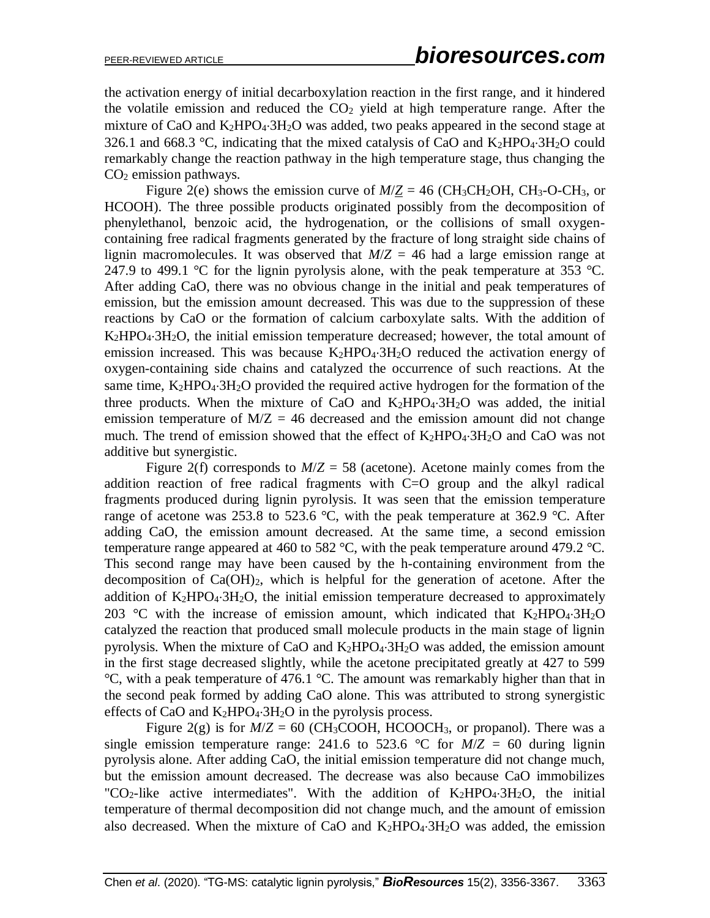the activation energy of initial decarboxylation reaction in the first range, and it hindered the volatile emission and reduced the $CO_2$ yield at high temperature range. After the mixture of CaO and $K_2HPO_4·3H_2O$ was added, two peaks appeared in the second stage at 326.1 and 668.3 °C, indicating that the mixed catalysis of CaO and $K_2HPO_4·3H_2O$ could remarkably change the reaction pathway in the high temperature stage, thus changing the $CO_2$ emission pathways.

Figure 2(e) shows the emission curve of $M/Z$ = 46 ($CH_3CH_2OH$, $CH_3$-O-$CH_3$, or HCOOH). The three possible products originated possibly from the decomposition of phenylethanol, benzoic acid, the hydrogenation, or the collisions of small oxygen-containing free radical fragments generated by the fracture of long straight side chains of lignin macromolecules. It was observed that $M/Z$ = 46 had a large emission range at 247.9 to 499.1 °C for the lignin pyrolysis alone, with the peak temperature at 353 °C. After adding CaO, there was no obvious change in the initial and peak temperatures of emission, but the emission amount decreased. This was due to the suppression of these reactions by CaO or the formation of calcium carboxylate salts. With the addition of $K_2HPO_4·3H_2O$, the initial emission temperature decreased; however, the total amount of emission increased. This was because $K_2HPO_4·3H_2O$ reduced the activation energy of oxygen-containing side chains and catalyzed the occurrence of such reactions. At the same time, $K_2HPO_4·3H_2O$ provided the required active hydrogen for the formation of the three products. When the mixture of CaO and $K_2HPO_4·3H_2O$ was added, the initial emission temperature of M/Z = 46 decreased and the emission amount did not change much. The trend of emission showed that the effect of $K_2HPO_4·3H_2O$ and CaO was not additive but synergistic.

Figure 2(f) corresponds to $M/Z$ = 58 (acetone). Acetone mainly comes from the addition reaction of free radical fragments with C=O group and the alkyl radical fragments produced during lignin pyrolysis. It was seen that the emission temperature range of acetone was 253.8 to 523.6 °C, with the peak temperature at 362.9 °C. After adding CaO, the emission amount decreased. At the same time, a second emission temperature range appeared at 460 to 582 °C, with the peak temperature around 479.2 °C. This second range may have been caused by the h-containing environment from the decomposition of $Ca(OH)_2$, which is helpful for the generation of acetone. After the addition of $K_2HPO_4·3H_2O$, the initial emission temperature decreased to approximately 203 °C with the increase of emission amount, which indicated that $K_2HPO_4·3H_2O$ catalyzed the reaction that produced small molecule products in the main stage of lignin pyrolysis. When the mixture of CaO and $K_2HPO_4·3H_2O$ was added, the emission amount in the first stage decreased slightly, while the acetone precipitated greatly at 427 to 599 °C, with a peak temperature of 476.1 °C. The amount was remarkably higher than that in the second peak formed by adding CaO alone. This was attributed to strong synergistic effects of CaO and $K_2HPO_4·3H_2O$ in the pyrolysis process.

Figure 2(g) is for $M/Z$ = 60 ($CH_3COOH$, $HCOOCH_3$, or propanol). There was a single emission temperature range: 241.6 to 523.6 °C for $M/Z$ = 60 during lignin pyrolysis alone. After adding CaO, the initial emission temperature did not change much, but the emission amount decreased. The decrease was also because CaO immobilizes "$CO_2$-like active intermediates". With the addition of $K_2HPO_4·3H_2O$, the initial temperature of thermal decomposition did not change much, and the amount of emission also decreased. When the mixture of CaO and $K_2HPO_4·3H_2O$ was added, the emission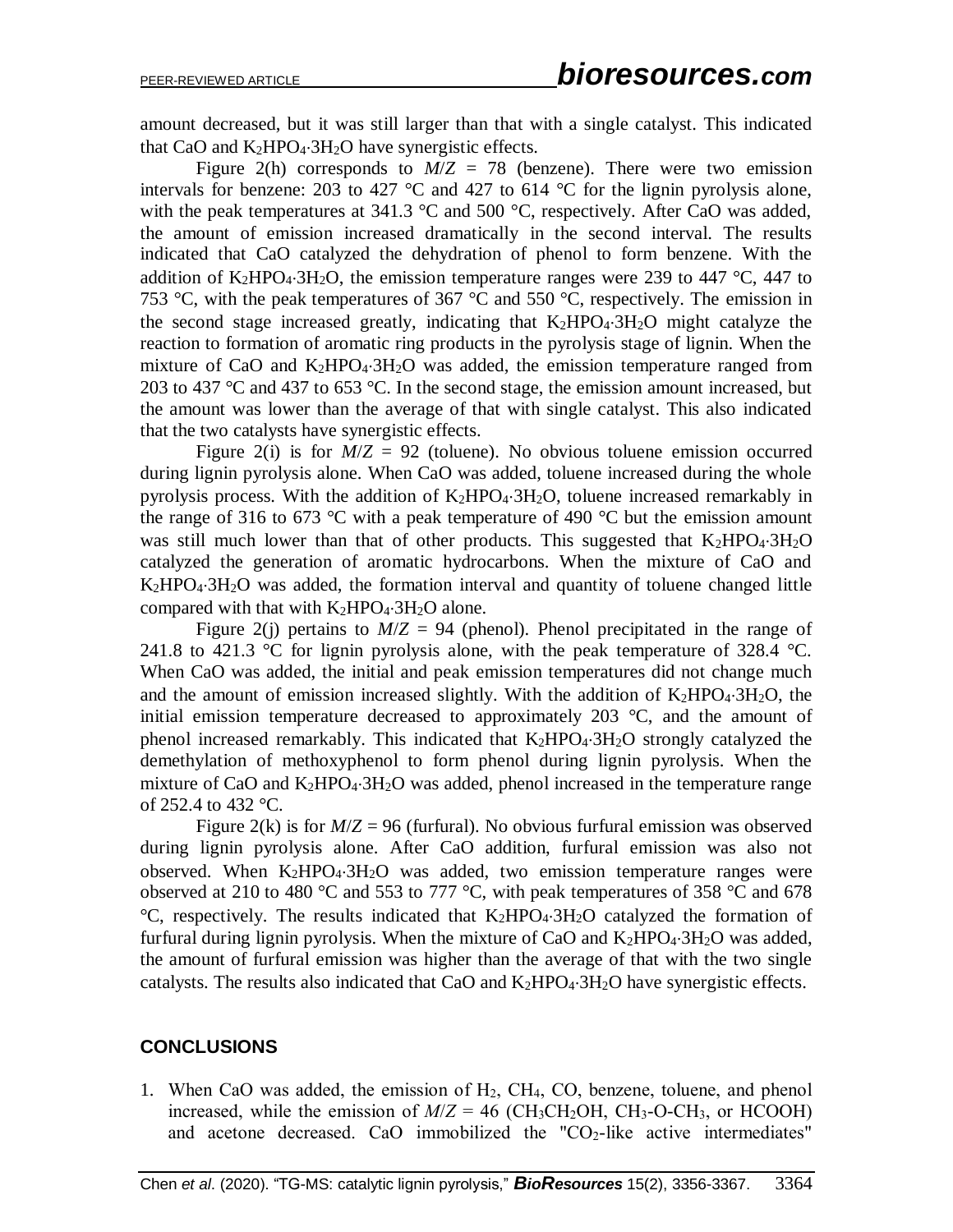amount decreased, but it was still larger than that with a single catalyst. This indicated that CaO and $K_2HPO_4{\cdot}3H_2O$ have synergistic effects.

Figure 2(h) corresponds to $M/Z$ = 78 (benzene). There were two emission intervals for benzene: 203 to 427 °C and 427 to 614 °C for the lignin pyrolysis alone, with the peak temperatures at 341.3 °C and 500 °C, respectively. After CaO was added, the amount of emission increased dramatically in the second interval. The results indicated that CaO catalyzed the dehydration of phenol to form benzene. With the addition of $K_2HPO_4{\cdot}3H_2O$, the emission temperature ranges were 239 to 447 °C, 447 to 753 °C, with the peak temperatures of 367 °C and 550 °C, respectively. The emission in the second stage increased greatly, indicating that $K_2HPO_4{\cdot}3H_2O$ might catalyze the reaction to formation of aromatic ring products in the pyrolysis stage of lignin. When the mixture of CaO and $K_2HPO_4{\cdot}3H_2O$ was added, the emission temperature ranged from 203 to 437 °C and 437 to 653 °C. In the second stage, the emission amount increased, but the amount was lower than the average of that with single catalyst. This also indicated that the two catalysts have synergistic effects.

Figure 2(i) is for $M/Z$ = 92 (toluene). No obvious toluene emission occurred during lignin pyrolysis alone. When CaO was added, toluene increased during the whole pyrolysis process. With the addition of $K_2HPO_4{\cdot}3H_2O$, toluene increased remarkably in the range of 316 to 673 °C with a peak temperature of 490 °C but the emission amount was still much lower than that of other products. This suggested that $K_2HPO_4{\cdot}3H_2O$ catalyzed the generation of aromatic hydrocarbons. When the mixture of CaO and $K_2HPO_4{\cdot}3H_2O$ was added, the formation interval and quantity of toluene changed little compared with that with $K_2HPO_4{\cdot}3H_2O$ alone.

Figure 2(j) pertains to $M/Z$ = 94 (phenol). Phenol precipitated in the range of 241.8 to 421.3 °C for lignin pyrolysis alone, with the peak temperature of 328.4 °C. When CaO was added, the initial and peak emission temperatures did not change much and the amount of emission increased slightly. With the addition of $K_2HPO_4{\cdot}3H_2O$, the initial emission temperature decreased to approximately 203 °C, and the amount of phenol increased remarkably. This indicated that $K_2HPO_4{\cdot}3H_2O$ strongly catalyzed the demethylation of methoxyphenol to form phenol during lignin pyrolysis. When the mixture of CaO and $K_2HPO_4{\cdot}3H_2O$ was added, phenol increased in the temperature range of 252.4 to 432 °C.

Figure 2(k) is for $M/Z$ = 96 (furfural). No obvious furfural emission was observed during lignin pyrolysis alone. After CaO addition, furfural emission was also not observed. When $K_2HPO_4{\cdot}3H_2O$ was added, two emission temperature ranges were observed at 210 to 480 °C and 553 to 777 °C, with peak temperatures of 358 °C and 678 °C, respectively. The results indicated that $K_2HPO_4{\cdot}3H_2O$ catalyzed the formation of furfural during lignin pyrolysis. When the mixture of CaO and $K_2HPO_4{\cdot}3H_2O$ was added, the amount of furfural emission was higher than the average of that with the two single catalysts. The results also indicated that CaO and $K_2HPO_4{\cdot}3H_2O$ have synergistic effects.

## CONCLUSIONS

1. When CaO was added, the emission of $H_2$, $CH_4$, CO, benzene, toluene, and phenol increased, while the emission of $M/Z$ = 46 ($CH_3CH_2OH$, $CH_3$-O-$CH_3$, or HCOOH) and acetone decreased. CaO immobilized the "$CO_2$-like active intermediates"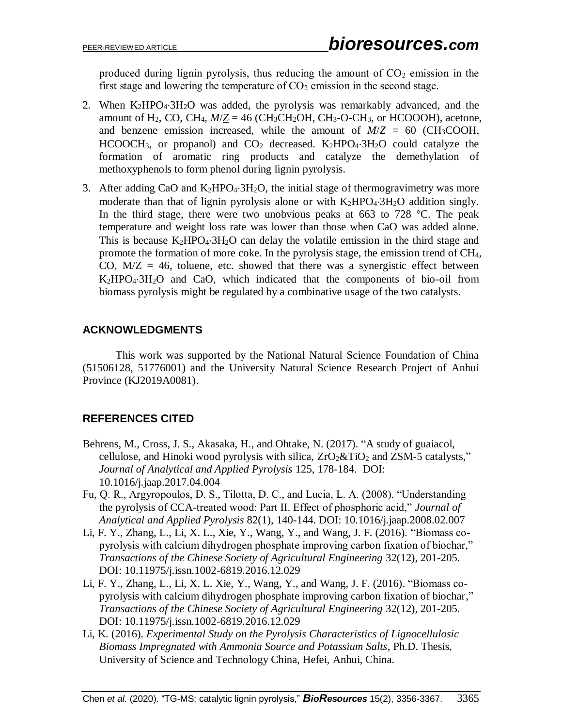produced during lignin pyrolysis, thus reducing the amount of $CO_2$ emission in the first stage and lowering the temperature of $CO_2$ emission in the second stage.

2. When $K_2HPO_4{\cdot}3H_2O$ was added, the pyrolysis was remarkably advanced, and the amount of $H_2$, CO, $CH_4$, $M/\underline{Z} = 46$ ($CH_3CH_2OH$, $CH_3$-O-$CH_3$, or HCOOOH), acetone, and benzene emission increased, while the amount of $M/Z = 60$ ($CH_3COOH$, $HCOOCH_3$, or propanol) and $CO_2$ decreased. $K_2HPO_4{\cdot}3H_2O$ could catalyze the formation of aromatic ring products and catalyze the demethylation of methoxyphenols to form phenol during lignin pyrolysis.
3. After adding CaO and $K_2HPO_4{\cdot}3H_2O$, the initial stage of thermogravimetry was more moderate than that of lignin pyrolysis alone or with $K_2HPO_4{\cdot}3H_2O$ addition singly. In the third stage, there were two unobvious peaks at 663 to 728 °C. The peak temperature and weight loss rate was lower than those when CaO was added alone. This is because $K_2HPO_4{\cdot}3H_2O$ can delay the volatile emission in the third stage and promote the formation of more coke. In the pyrolysis stage, the emission trend of $CH_4$, CO, $M/Z = 46$, toluene, etc. showed that there was a synergistic effect between $K_2HPO_4{\cdot}3H_2O$ and CaO, which indicated that the components of bio-oil from biomass pyrolysis might be regulated by a combinative usage of the two catalysts.

## ACKNOWLEDGMENTS

This work was supported by the National Natural Science Foundation of China (51506128, 51776001) and the University Natural Science Research Project of Anhui Province (KJ2019A0081).

## REFERENCES CITED

Behrens, M., Cross, J. S., Akasaka, H., and Ohtake, N. (2017). "A study of guaiacol, cellulose, and Hinoki wood pyrolysis with silica, $ZrO_2$&$TiO_2$ and ZSM-5 catalysts," *Journal of Analytical and Applied Pyrolysis* 125, 178-184. DOI: 10.1016/j.jaap.2017.04.004

Fu, Q. R., Argyropoulos, D. S., Tilotta, D. C., and Lucia, L. A. (2008). "Understanding the pyrolysis of CCA-treated wood: Part II. Effect of phosphoric acid," *Journal of Analytical and Applied Pyrolysis* 82(1), 140-144. DOI: 10.1016/j.jaap.2008.02.007

Li, F. Y., Zhang, L., Li, X. L., Xie, Y., Wang, Y., and Wang, J. F. (2016). "Biomass co-pyrolysis with calcium dihydrogen phosphate improving carbon fixation of biochar," *Transactions of the Chinese Society of Agricultural Engineering* 32(12), 201-205. DOI: 10.11975/j.issn.1002-6819.2016.12.029

Li, F. Y., Zhang, L., Li, X. L. Xie, Y., Wang, Y., and Wang, J. F. (2016). "Biomass co-pyrolysis with calcium dihydrogen phosphate improving carbon fixation of biochar," *Transactions of the Chinese Society of Agricultural Engineering* 32(12), 201-205. DOI: 10.11975/j.issn.1002-6819.2016.12.029

Li, K. (2016). *Experimental Study on the Pyrolysis Characteristics of Lignocellulosic Biomass Impregnated with Ammonia Source and Potassium Salts*, Ph.D. Thesis, University of Science and Technology China, Hefei, Anhui, China.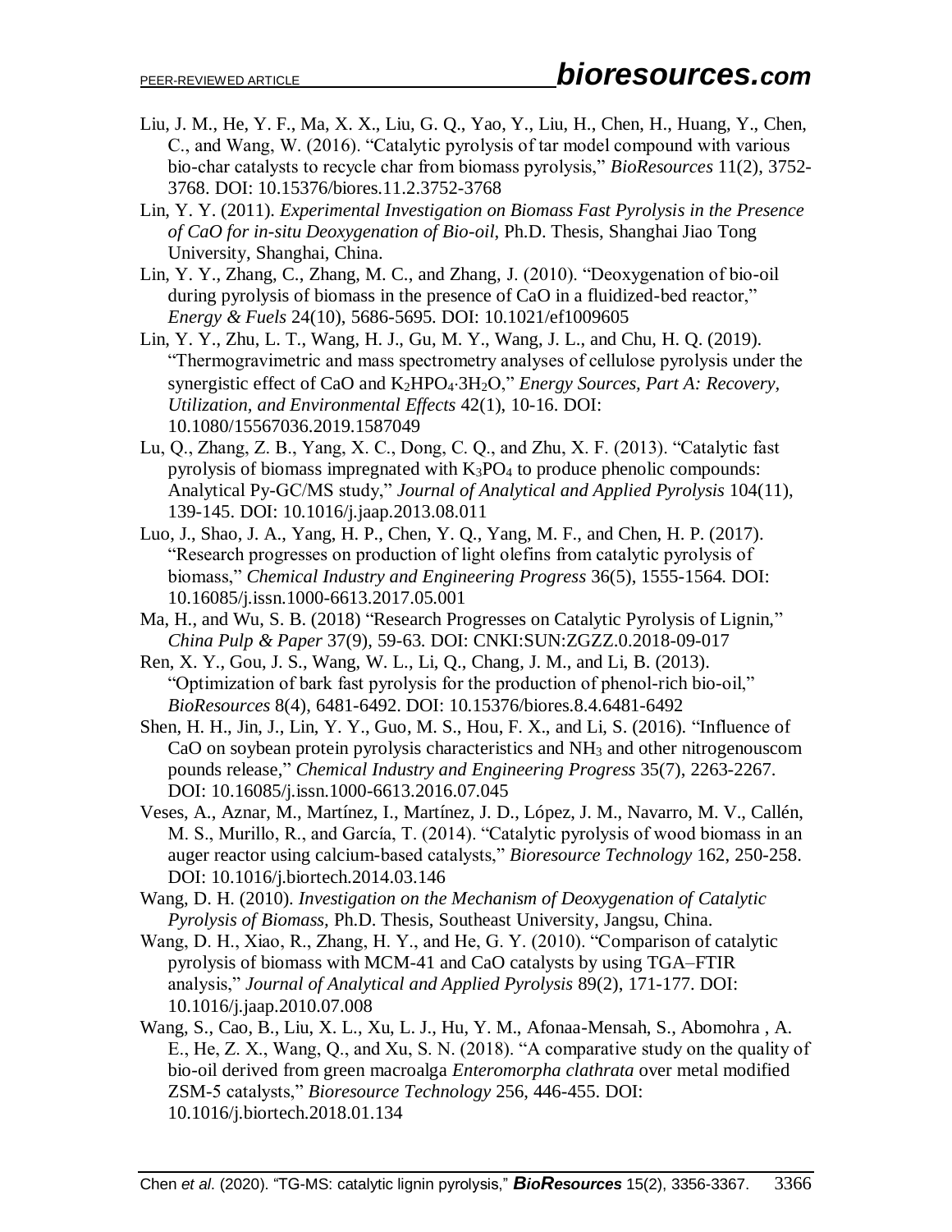Liu, J. M., He, Y. F., Ma, X. X., Liu, G. Q., Yao, Y., Liu, H., Chen, H., Huang, Y., Chen, C., and Wang, W. (2016). "Catalytic pyrolysis of tar model compound with various bio-char catalysts to recycle char from biomass pyrolysis," *BioResources* 11(2), 3752-3768. DOI: 10.15376/biores.11.2.3752-3768

Lin, Y. Y. (2011). *Experimental Investigation on Biomass Fast Pyrolysis in the Presence of CaO for in-situ Deoxygenation of Bio-oil*, Ph.D. Thesis, Shanghai Jiao Tong University, Shanghai, China.

Lin, Y. Y., Zhang, C., Zhang, M. C., and Zhang, J. (2010). "Deoxygenation of bio-oil during pyrolysis of biomass in the presence of CaO in a fluidized-bed reactor," *Energy & Fuels* 24(10), 5686-5695. DOI: 10.1021/ef1009605

Lin, Y. Y., Zhu, L. T., Wang, H. J., Gu, M. Y., Wang, J. L., and Chu, H. Q. (2019). "Thermogravimetric and mass spectrometry analyses of cellulose pyrolysis under the synergistic effect of CaO and $K_2HPO_4·3H_2O$," *Energy Sources, Part A: Recovery, Utilization, and Environmental Effects* 42(1), 10-16. DOI: 10.1080/15567036.2019.1587049

Lu, Q., Zhang, Z. B., Yang, X. C., Dong, C. Q., and Zhu, X. F. (2013). "Catalytic fast pyrolysis of biomass impregnated with $K_3PO_4$ to produce phenolic compounds: Analytical Py-GC/MS study," *Journal of Analytical and Applied Pyrolysis* 104(11), 139-145. DOI: 10.1016/j.jaap.2013.08.011

Luo, J., Shao, J. A., Yang, H. P., Chen, Y. Q., Yang, M. F., and Chen, H. P. (2017). "Research progresses on production of light olefins from catalytic pyrolysis of biomass," *Chemical Industry and Engineering Progress* 36(5), 1555-1564. DOI: 10.16085/j.issn.1000-6613.2017.05.001

Ma, H., and Wu, S. B. (2018) "Research Progresses on Catalytic Pyrolysis of Lignin," *China Pulp & Paper* 37(9), 59-63. DOI: CNKI:SUN:ZGZZ.0.2018-09-017

Ren, X. Y., Gou, J. S., Wang, W. L., Li, Q., Chang, J. M., and Li, B. (2013). "Optimization of bark fast pyrolysis for the production of phenol-rich bio-oil," *BioResources* 8(4), 6481-6492. DOI: 10.15376/biores.8.4.6481-6492

Shen, H. H., Jin, J., Lin, Y. Y., Guo, M. S., Hou, F. X., and Li, S. (2016). "Influence of CaO on soybean protein pyrolysis characteristics and $NH_3$ and other nitrogenouscom pounds release," *Chemical Industry and Engineering Progress* 35(7), 2263-2267. DOI: 10.16085/j.issn.1000-6613.2016.07.045

Veses, A., Aznar, M., Martínez, I., Martínez, J. D., López, J. M., Navarro, M. V., Callén, M. S., Murillo, R., and García, T. (2014). "Catalytic pyrolysis of wood biomass in an auger reactor using calcium-based catalysts," *Bioresource Technology* 162, 250-258. DOI: 10.1016/j.biortech.2014.03.146

Wang, D. H. (2010). *Investigation on the Mechanism of Deoxygenation of Catalytic Pyrolysis of Biomass*, Ph.D. Thesis, Southeast University, Jangsu, China.

Wang, D. H., Xiao, R., Zhang, H. Y., and He, G. Y. (2010). "Comparison of catalytic pyrolysis of biomass with MCM-41 and CaO catalysts by using TGA–FTIR analysis," *Journal of Analytical and Applied Pyrolysis* 89(2), 171-177. DOI: 10.1016/j.jaap.2010.07.008

Wang, S., Cao, B., Liu, X. L., Xu, L. J., Hu, Y. M., Afonaa-Mensah, S., Abomohra , A. E., He, Z. X., Wang, Q., and Xu, S. N. (2018). "A comparative study on the quality of bio-oil derived from green macroalga *Enteromorpha clathrata* over metal modified ZSM-5 catalysts," *Bioresource Technology* 256, 446-455. DOI: 10.1016/j.biortech.2018.01.134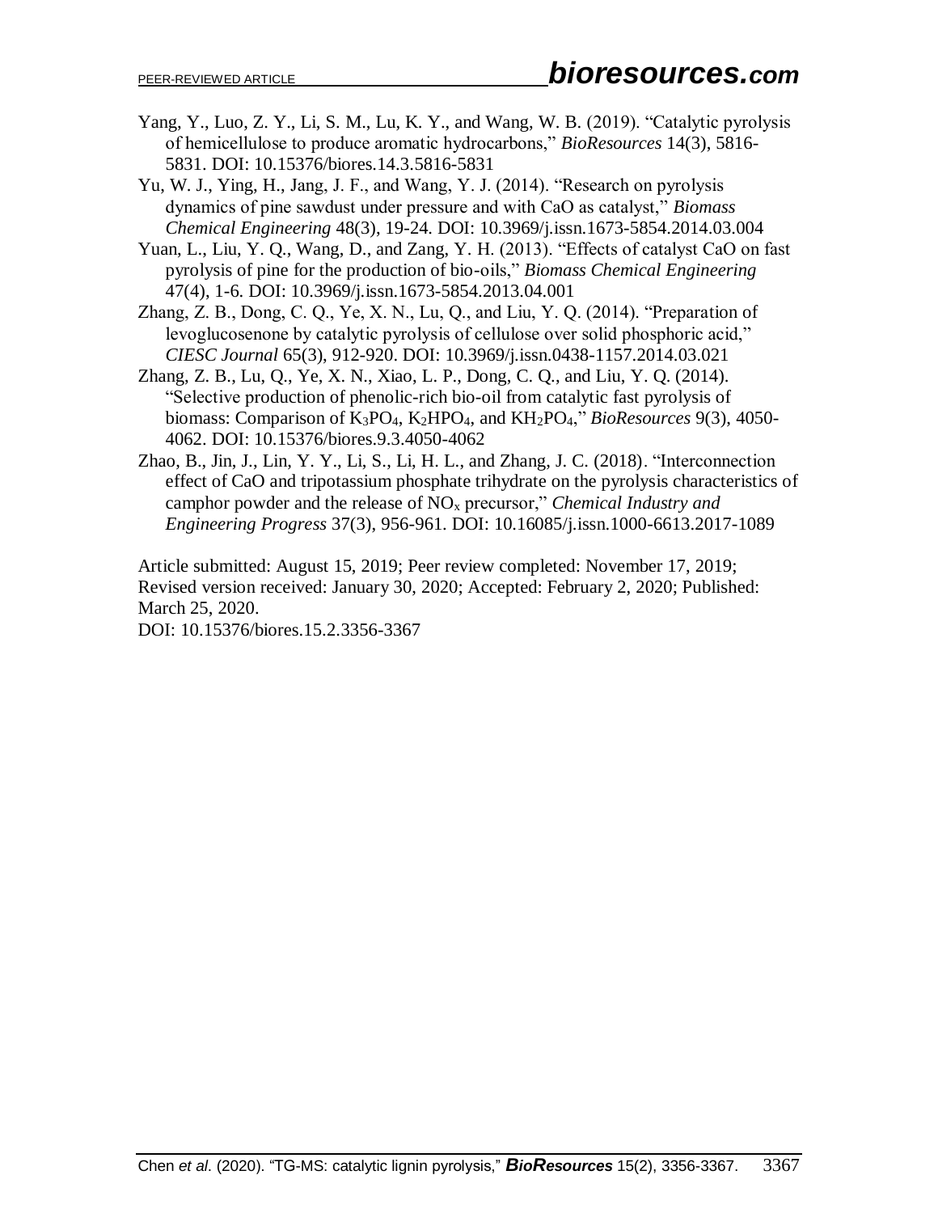Yang, Y., Luo, Z. Y., Li, S. M., Lu, K. Y., and Wang, W. B. (2019). "Catalytic pyrolysis of hemicellulose to produce aromatic hydrocarbons," *BioResources* 14(3), 5816-5831. DOI: 10.15376/biores.14.3.5816-5831

Yu, W. J., Ying, H., Jang, J. F., and Wang, Y. J. (2014). "Research on pyrolysis dynamics of pine sawdust under pressure and with CaO as catalyst," *Biomass Chemical Engineering* 48(3), 19-24. DOI: 10.3969/j.issn.1673-5854.2014.03.004

Yuan, L., Liu, Y. Q., Wang, D., and Zang, Y. H. (2013). "Effects of catalyst CaO on fast pyrolysis of pine for the production of bio-oils," *Biomass Chemical Engineering* 47(4), 1-6. DOI: 10.3969/j.issn.1673-5854.2013.04.001

Zhang, Z. B., Dong, C. Q., Ye, X. N., Lu, Q., and Liu, Y. Q. (2014). "Preparation of levoglucosenone by catalytic pyrolysis of cellulose over solid phosphoric acid," *CIESC Journal* 65(3), 912-920. DOI: 10.3969/j.issn.0438-1157.2014.03.021

Zhang, Z. B., Lu, Q., Ye, X. N., Xiao, L. P., Dong, C. Q., and Liu, Y. Q. (2014). "Selective production of phenolic-rich bio-oil from catalytic fast pyrolysis of biomass: Comparison of $K_3PO_4$, $K_2HPO_4$, and $KH_2PO_4$," *BioResources* 9(3), 4050-4062. DOI: 10.15376/biores.9.3.4050-4062

Zhao, B., Jin, J., Lin, Y. Y., Li, S., Li, H. L., and Zhang, J. C. (2018). "Interconnection effect of CaO and tripotassium phosphate trihydrate on the pyrolysis characteristics of camphor powder and the release of $NO_x$ precursor," *Chemical Industry and Engineering Progress* 37(3), 956-961. DOI: 10.16085/j.issn.1000-6613.2017-1089

Article submitted: August 15, 2019; Peer review completed: November 17, 2019; Revised version received: January 30, 2020; Accepted: February 2, 2020; Published: March 25, 2020.

DOI: 10.15376/biores.15.2.3356-3367